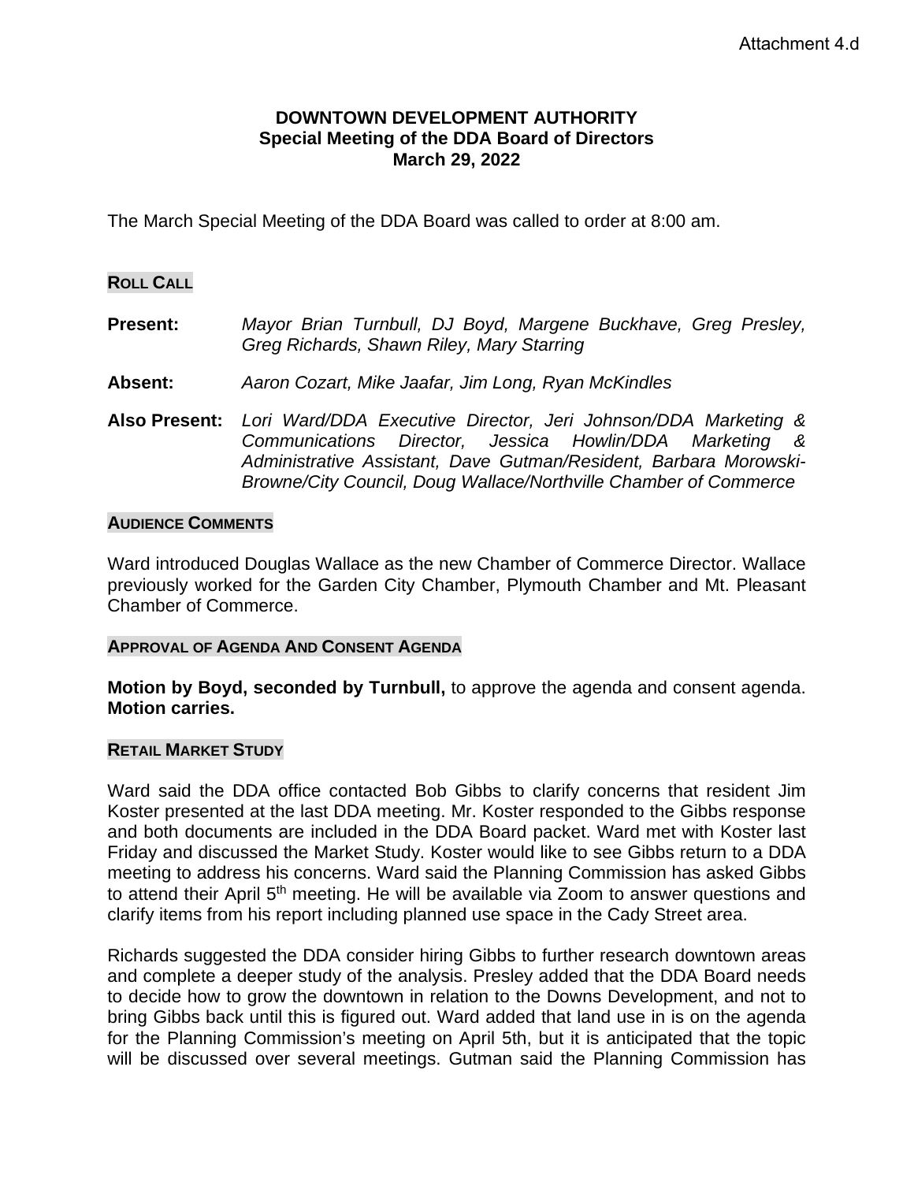Attachment 4.d

**DOWNTOWN DEVELOPMENT AUTHORITY**
**Special Meeting of the DDA Board of Directors**
**March 29, 2022**

The March Special Meeting of the DDA Board was called to order at 8:00 am.

## ROLL CALL

**Present:** *Mayor Brian Turnbull, DJ Boyd, Margene Buckhave, Greg Presley, Greg Richards, Shawn Riley, Mary Starring*

**Absent:** *Aaron Cozart, Mike Jaafar, Jim Long, Ryan McKindles*

**Also Present:** *Lori Ward/DDA Executive Director, Jeri Johnson/DDA Marketing & Communications Director, Jessica Howlin/DDA Marketing & Administrative Assistant, Dave Gutman/Resident, Barbara Morowski-Browne/City Council, Doug Wallace/Northville Chamber of Commerce*

## AUDIENCE COMMENTS

Ward introduced Douglas Wallace as the new Chamber of Commerce Director. Wallace previously worked for the Garden City Chamber, Plymouth Chamber and Mt. Pleasant Chamber of Commerce.

## APPROVAL OF AGENDA AND CONSENT AGENDA

**Motion by Boyd, seconded by Turnbull,** to approve the agenda and consent agenda. **Motion carries.**

## RETAIL MARKET STUDY

Ward said the DDA office contacted Bob Gibbs to clarify concerns that resident Jim Koster presented at the last DDA meeting. Mr. Koster responded to the Gibbs response and both documents are included in the DDA Board packet. Ward met with Koster last Friday and discussed the Market Study. Koster would like to see Gibbs return to a DDA meeting to address his concerns. Ward said the Planning Commission has asked Gibbs to attend their April 5th meeting. He will be available via Zoom to answer questions and clarify items from his report including planned use space in the Cady Street area.

Richards suggested the DDA consider hiring Gibbs to further research downtown areas and complete a deeper study of the analysis. Presley added that the DDA Board needs to decide how to grow the downtown in relation to the Downs Development, and not to bring Gibbs back until this is figured out. Ward added that land use in is on the agenda for the Planning Commission's meeting on April 5th, but it is anticipated that the topic will be discussed over several meetings. Gutman said the Planning Commission has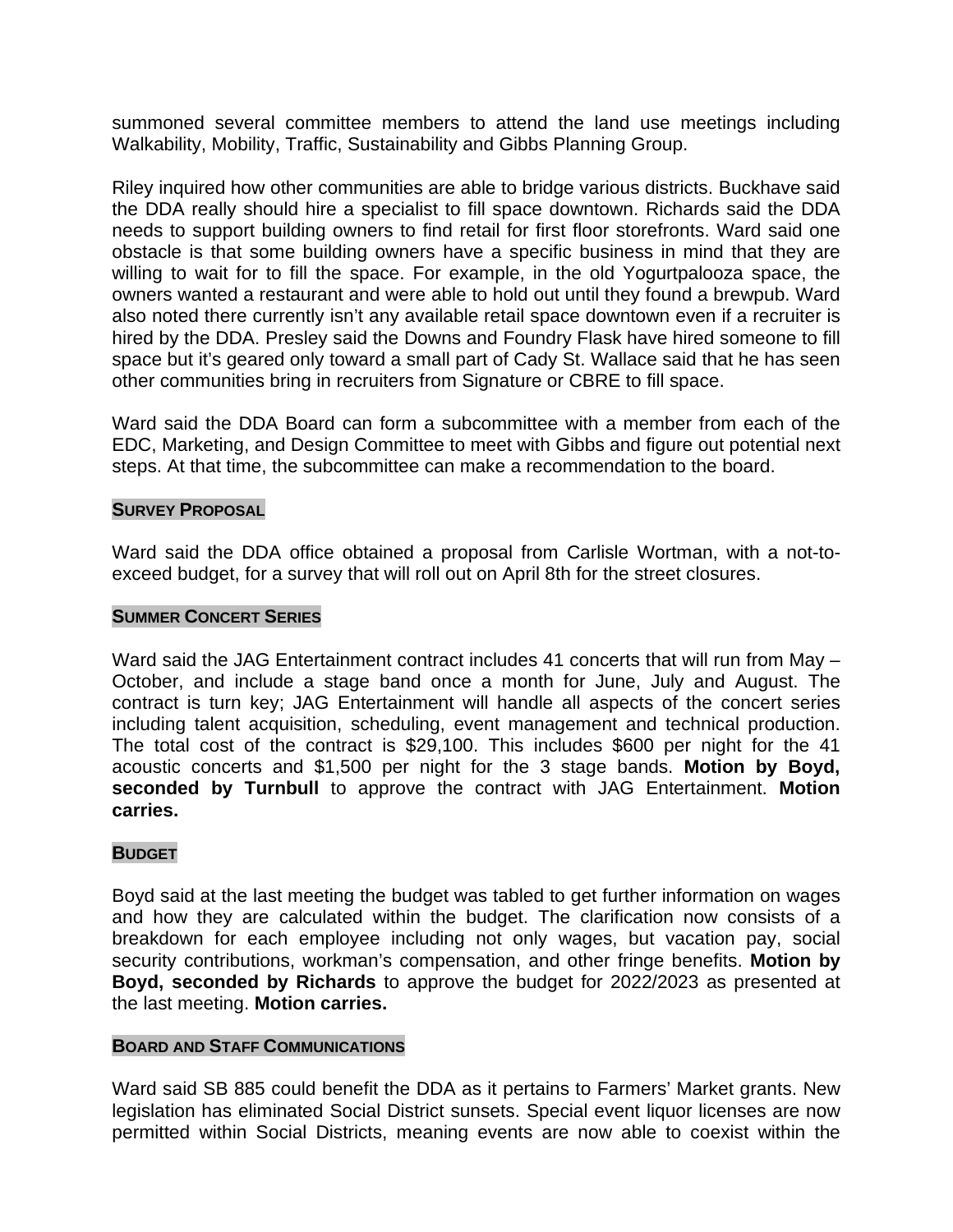summoned several committee members to attend the land use meetings including Walkability, Mobility, Traffic, Sustainability and Gibbs Planning Group.

Riley inquired how other communities are able to bridge various districts. Buckhave said the DDA really should hire a specialist to fill space downtown. Richards said the DDA needs to support building owners to find retail for first floor storefronts. Ward said one obstacle is that some building owners have a specific business in mind that they are willing to wait for to fill the space. For example, in the old Yogurtpalooza space, the owners wanted a restaurant and were able to hold out until they found a brewpub. Ward also noted there currently isn't any available retail space downtown even if a recruiter is hired by the DDA. Presley said the Downs and Foundry Flask have hired someone to fill space but it's geared only toward a small part of Cady St. Wallace said that he has seen other communities bring in recruiters from Signature or CBRE to fill space.

Ward said the DDA Board can form a subcommittee with a member from each of the EDC, Marketing, and Design Committee to meet with Gibbs and figure out potential next steps. At that time, the subcommittee can make a recommendation to the board.

## SURVEY PROPOSAL

Ward said the DDA office obtained a proposal from Carlisle Wortman, with a not-to-exceed budget, for a survey that will roll out on April 8th for the street closures.

## SUMMER CONCERT SERIES

Ward said the JAG Entertainment contract includes 41 concerts that will run from May – October, and include a stage band once a month for June, July and August. The contract is turn key; JAG Entertainment will handle all aspects of the concert series including talent acquisition, scheduling, event management and technical production. The total cost of the contract is $29,100. This includes $600 per night for the 41 acoustic concerts and $1,500 per night for the 3 stage bands. **Motion by Boyd, seconded by Turnbull** to approve the contract with JAG Entertainment. **Motion carries.**

## BUDGET

Boyd said at the last meeting the budget was tabled to get further information on wages and how they are calculated within the budget. The clarification now consists of a breakdown for each employee including not only wages, but vacation pay, social security contributions, workman's compensation, and other fringe benefits. **Motion by Boyd, seconded by Richards** to approve the budget for 2022/2023 as presented at the last meeting. **Motion carries.**

## BOARD AND STAFF COMMUNICATIONS

Ward said SB 885 could benefit the DDA as it pertains to Farmers' Market grants. New legislation has eliminated Social District sunsets. Special event liquor licenses are now permitted within Social Districts, meaning events are now able to coexist within the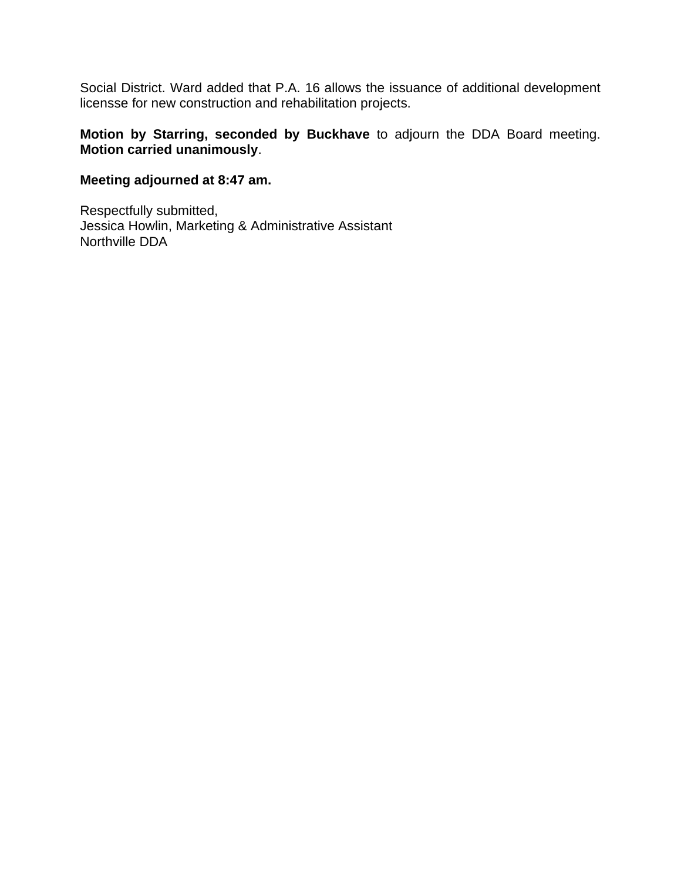Social District. Ward added that P.A. 16 allows the issuance of additional development licensse for new construction and rehabilitation projects.

**Motion by Starring, seconded by Buckhave** to adjourn the DDA Board meeting. **Motion carried unanimously**.

**Meeting adjourned at 8:47 am.**

Respectfully submitted,
Jessica Howlin, Marketing & Administrative Assistant
Northville DDA